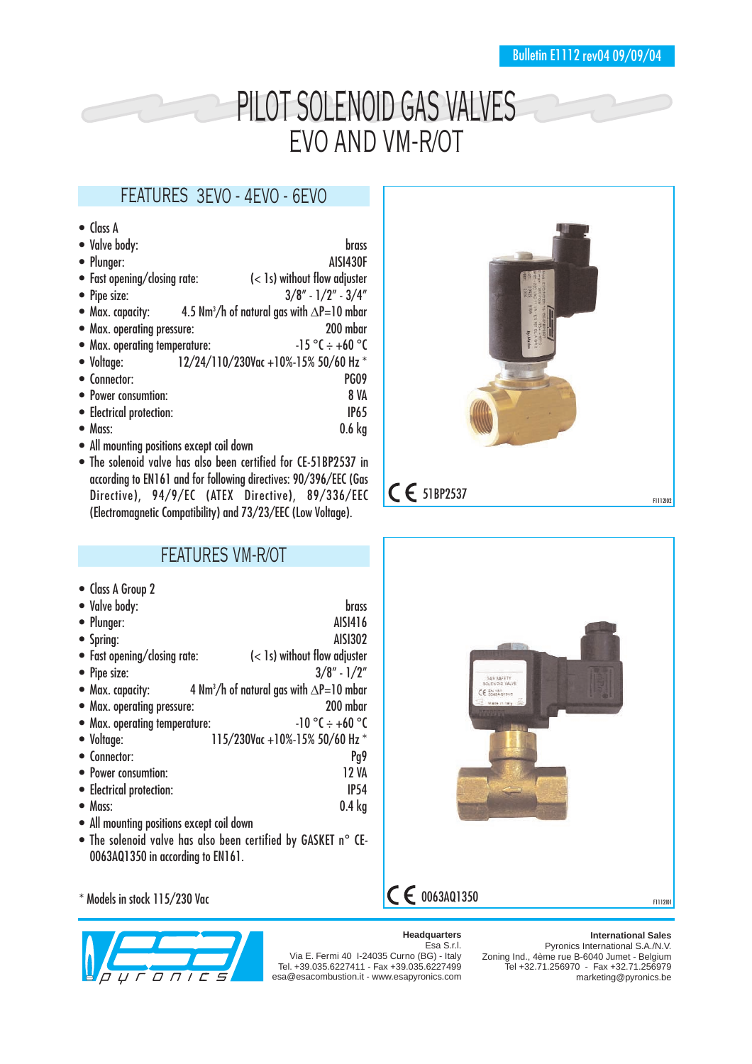Bulletin E1112 rev04 09/09/04

# PILOT SOLENOID GAS VALVES
# EVO AND VM-R/OT

## FEATURES 3EVO - 4EVO - 6EVO

- Class A
- Valve body: brass
- Plunger: AISI430F
- Fast opening/closing rate: (< 1s) without flow adjuster
- Pipe size: 3/8" - 1/2" - 3/4"
- Max. capacity: 4.5 Nm³/h of natural gas with ΔP=10 mbar
- Max. operating pressure: 200 mbar
- Max. operating temperature: -15 °C ÷ +60 °C
- Voltage: 12/24/110/230Vac +10%-15% 50/60 Hz *
- Connector: PG09
- Power consumtion: 8 VA
- Electrical protection: IP65
- Mass: 0.6 kg
- All mounting positions except coil down
- The solenoid valve has also been certified for CE-51BP2537 in according to EN161 and for following directives: 90/396/EEC (Gas Directive), 94/9/EC (ATEX Directive), 89/336/EEC (Electromagnetic Compatibility) and 73/23/EEC (Low Voltage).

CE 51BP2537

F1112I02

## FEATURES VM-R/OT

- Class A Group 2
- Valve body: brass
- Plunger: AISI416
- Spring: AISI302
- Fast opening/closing rate: (< 1s) without flow adjuster
- Pipe size: 3/8" - 1/2"
- Max. capacity: 4 Nm³/h of natural gas with ΔP=10 mbar
- Max. operating pressure: 200 mbar
- Max. operating temperature: -10 °C ÷ +60 °C
- Voltage: 115/230Vac +10%-15% 50/60 Hz *
- Connector: Pg9
- Power consumtion: 12 VA
- Electrical protection: IP54
- Mass: 0.4 kg
- All mounting positions except coil down
- The solenoid valve has also been certified by GASKET n° CE-0063AQ1350 in according to EN161.

CE 0063AQ1350

F1112I01

\* Models in stock 115/230 Vac

**Headquarters**
Esa S.r.l.
Via E. Fermi 40 I-24035 Curno (BG) - Italy
Tel. +39.035.6227411 - Fax +39.035.6227499
esa@esacombustion.it - www.esapyronics.com

**International Sales**
Pyronics International S.A./N.V.
Zoning Ind., 4ème rue B-6040 Jumet - Belgium
Tel +32.71.256970 - Fax +32.71.256979
marketing@pyronics.be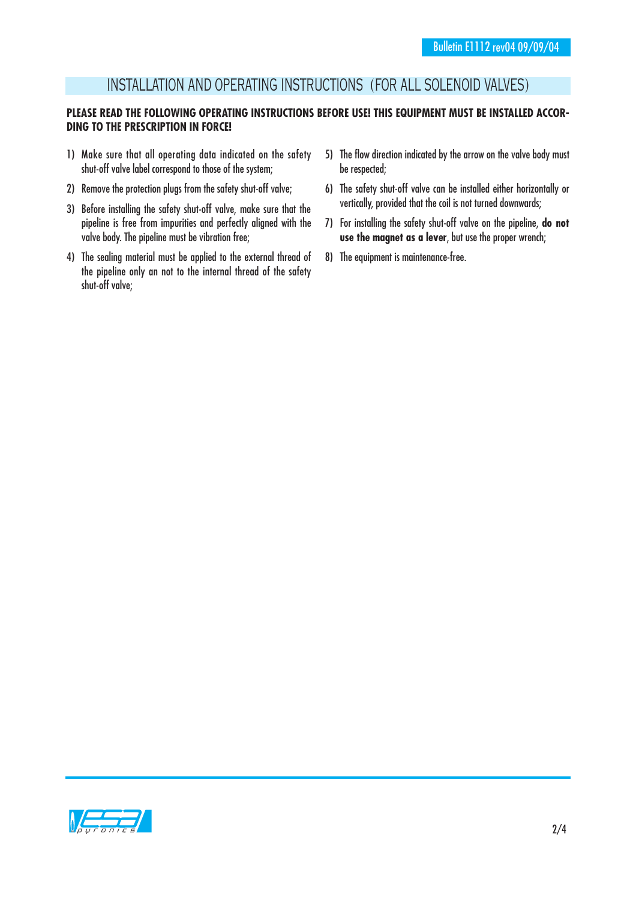# INSTALLATION AND OPERATING INSTRUCTIONS (FOR ALL SOLENOID VALVES)

**PLEASE READ THE FOLLOWING OPERATING INSTRUCTIONS BEFORE USE! THIS EQUIPMENT MUST BE INSTALLED ACCORDING TO THE PRESCRIPTION IN FORCE!**

1) Make sure that all operating data indicated on the safety shut-off valve label correspond to those of the system;
2) Remove the protection plugs from the safety shut-off valve;
3) Before installing the safety shut-off valve, make sure that the pipeline is free from impurities and perfectly aligned with the valve body. The pipeline must be vibration free;
4) The sealing material must be applied to the external thread of the pipeline only an not to the internal thread of the safety shut-off valve;
5) The flow direction indicated by the arrow on the valve body must be respected;
6) The safety shut-off valve can be installed either horizontally or vertically, provided that the coil is not turned downwards;
7) For installing the safety shut-off valve on the pipeline, **do not use the magnet as a lever**, but use the proper wrench;
8) The equipment is maintenance-free.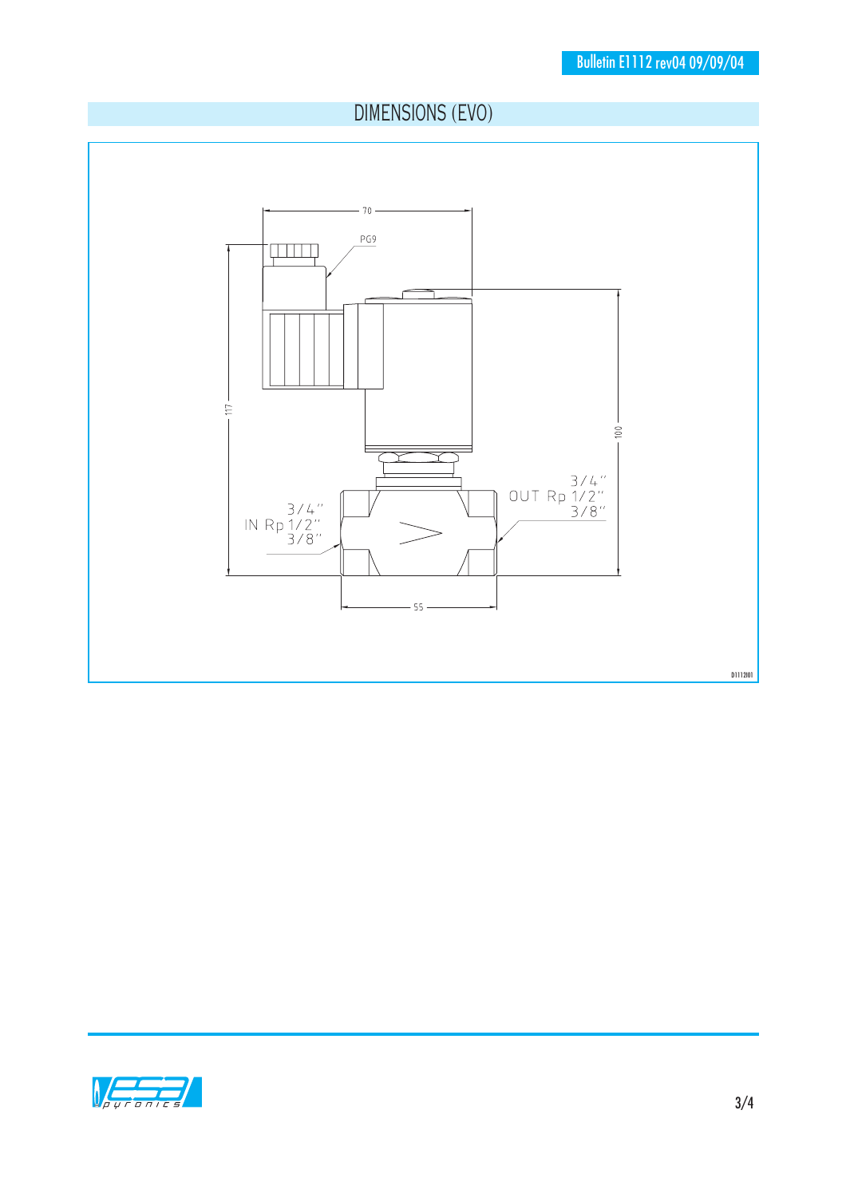## DIMENSIONS (EVO)

70

PG9

117

100

3/4"
IN Rp 1/2"
3/8"

3/4"
OUT Rp 1/2"
3/8"

55

D1112I01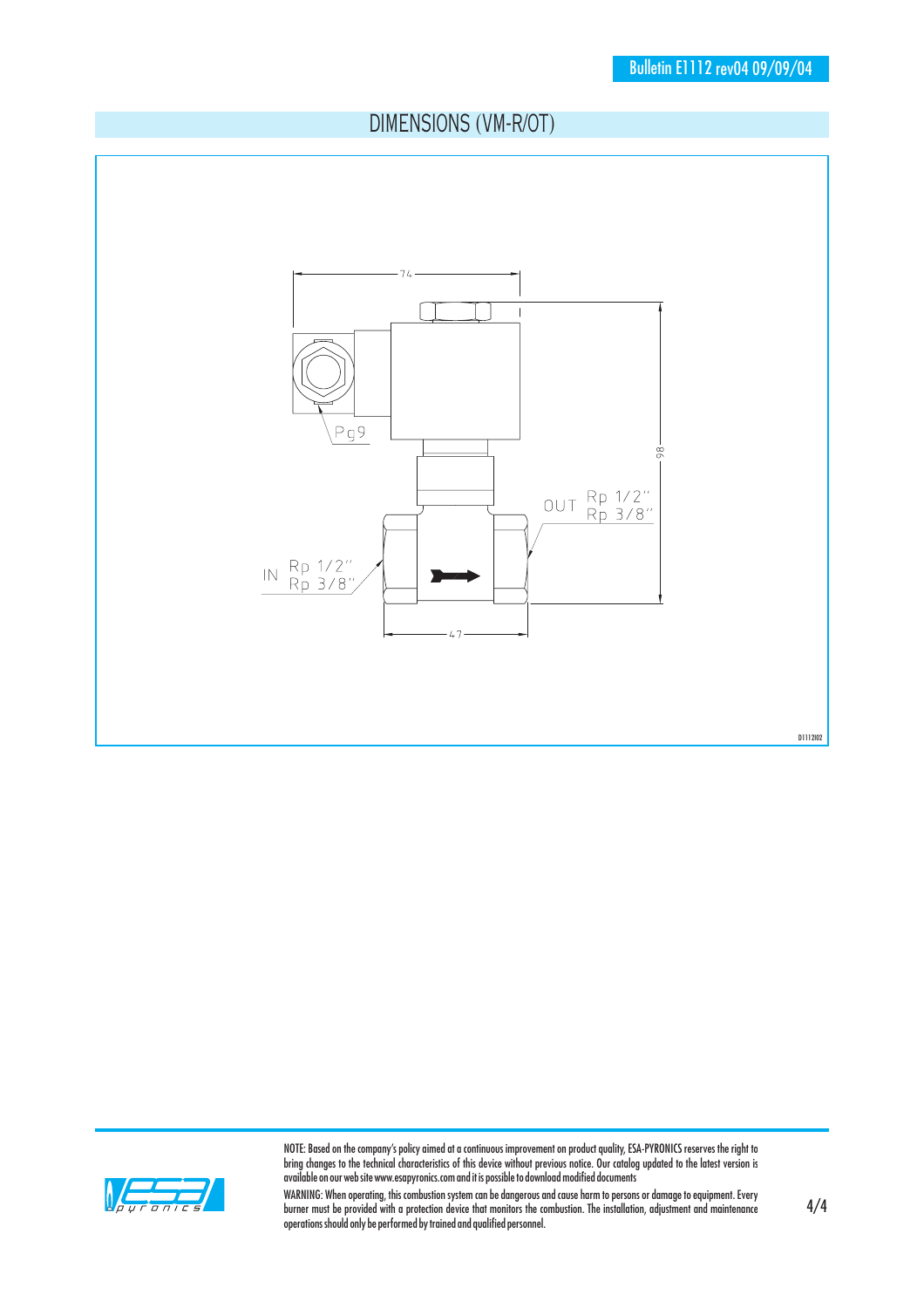## DIMENSIONS (VM-R/OT)

74

98

47

Pg9

IN Rp 1/2" Rp 3/8"

OUT Rp 1/2" Rp 3/8"

D1112I02

NOTE: Based on the company's policy aimed at a continuous improvement on product quality, ESA-PYRONICS reserves the right to bring changes to the technical characteristics of this device without previous notice. Our catalog updated to the latest version is available on our web site www.esapyronics.com and it is possible to download modified documents

WARNING: When operating, this combustion system can be dangerous and cause harm to persons or damage to equipment. Every burner must be provided with a protection device that monitors the combustion. The installation, adjustment and maintenance operations should only be performed by trained and qualified personnel.